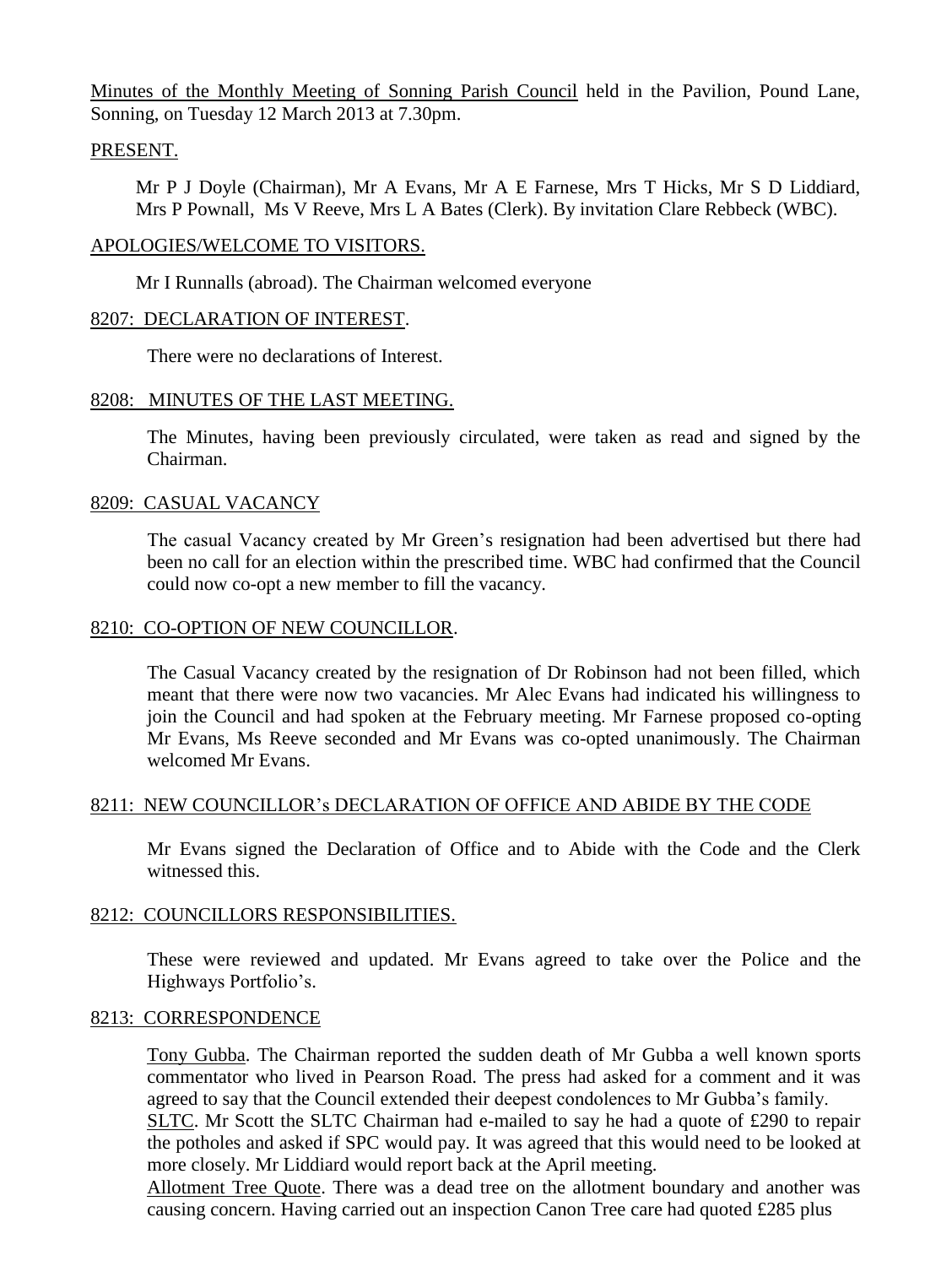Minutes of the Monthly Meeting of Sonning Parish Council held in the Pavilion, Pound Lane, Sonning, on Tuesday 12 March 2013 at 7.30pm.

PRESENT.

Mr P J Doyle (Chairman), Mr A Evans, Mr A E Farnese, Mrs T Hicks, Mr S D Liddiard, Mrs P Pownall, Ms V Reeve, Mrs L A Bates (Clerk). By invitation Clare Rebbeck (WBC).

APOLOGIES/WELCOME TO VISITORS.

Mr I Runnalls (abroad). The Chairman welcomed everyone

8207: DECLARATION OF INTEREST.

There were no declarations of Interest.

8208: MINUTES OF THE LAST MEETING.

The Minutes, having been previously circulated, were taken as read and signed by the Chairman.

8209: CASUAL VACANCY

The casual Vacancy created by Mr Green's resignation had been advertised but there had been no call for an election within the prescribed time. WBC had confirmed that the Council could now co-opt a new member to fill the vacancy.

8210: CO-OPTION OF NEW COUNCILLOR.

The Casual Vacancy created by the resignation of Dr Robinson had not been filled, which meant that there were now two vacancies. Mr Alec Evans had indicated his willingness to join the Council and had spoken at the February meeting. Mr Farnese proposed co-opting Mr Evans, Ms Reeve seconded and Mr Evans was co-opted unanimously. The Chairman welcomed Mr Evans.

8211: NEW COUNCILLOR's DECLARATION OF OFFICE AND ABIDE BY THE CODE

Mr Evans signed the Declaration of Office and to Abide with the Code and the Clerk witnessed this.

8212: COUNCILLORS RESPONSIBILITIES.

These were reviewed and updated. Mr Evans agreed to take over the Police and the Highways Portfolio's.

8213: CORRESPONDENCE

Tony Gubba. The Chairman reported the sudden death of Mr Gubba a well known sports commentator who lived in Pearson Road. The press had asked for a comment and it was agreed to say that the Council extended their deepest condolences to Mr Gubba's family.

SLTC. Mr Scott the SLTC Chairman had e-mailed to say he had a quote of £290 to repair the potholes and asked if SPC would pay. It was agreed that this would need to be looked at more closely. Mr Liddiard would report back at the April meeting.

Allotment Tree Quote. There was a dead tree on the allotment boundary and another was causing concern. Having carried out an inspection Canon Tree care had quoted £285 plus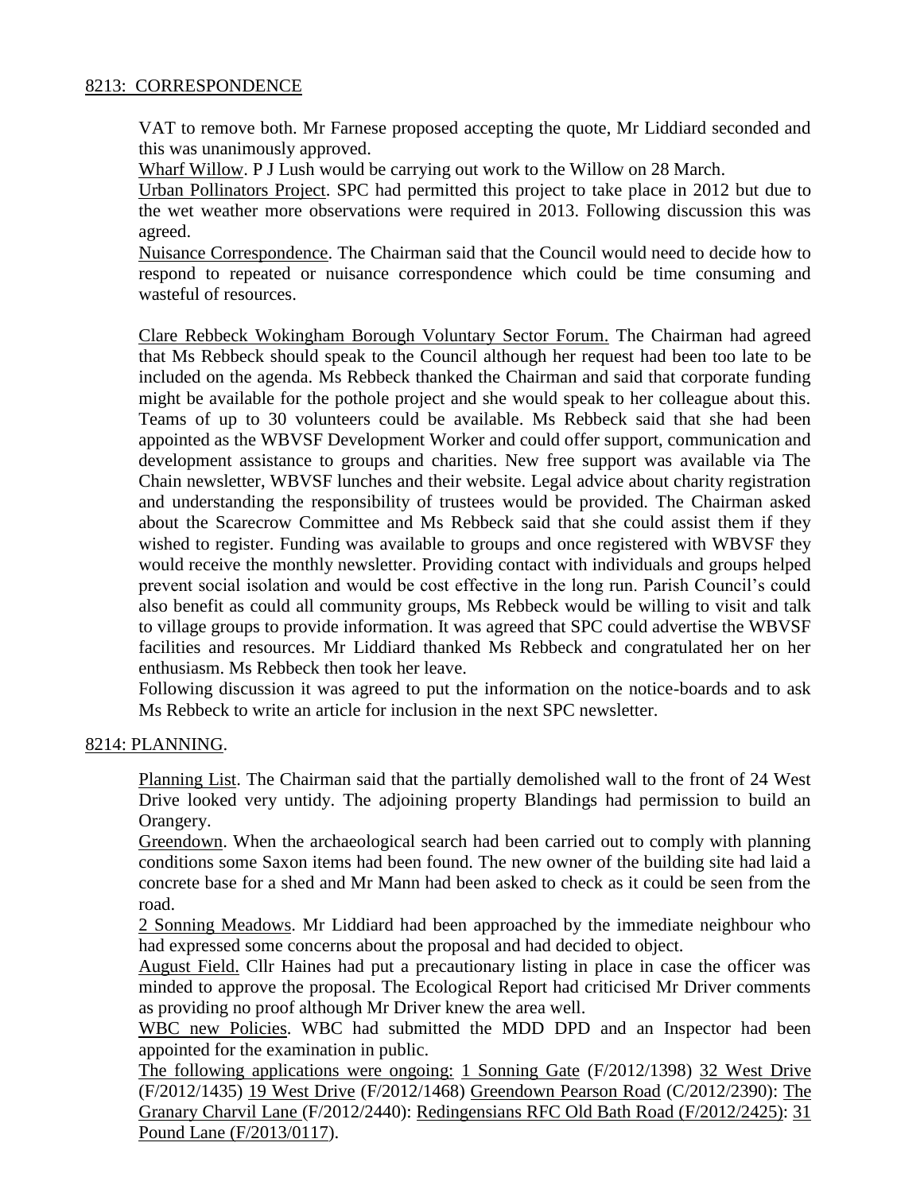8213: CORRESPONDENCE

VAT to remove both. Mr Farnese proposed accepting the quote, Mr Liddiard seconded and this was unanimously approved.

Wharf Willow. P J Lush would be carrying out work to the Willow on 28 March.

Urban Pollinators Project. SPC had permitted this project to take place in 2012 but due to the wet weather more observations were required in 2013. Following discussion this was agreed.

Nuisance Correspondence. The Chairman said that the Council would need to decide how to respond to repeated or nuisance correspondence which could be time consuming and wasteful of resources.

Clare Rebbeck Wokingham Borough Voluntary Sector Forum. The Chairman had agreed that Ms Rebbeck should speak to the Council although her request had been too late to be included on the agenda. Ms Rebbeck thanked the Chairman and said that corporate funding might be available for the pothole project and she would speak to her colleague about this. Teams of up to 30 volunteers could be available. Ms Rebbeck said that she had been appointed as the WBVSF Development Worker and could offer support, communication and development assistance to groups and charities. New free support was available via The Chain newsletter, WBVSF lunches and their website. Legal advice about charity registration and understanding the responsibility of trustees would be provided. The Chairman asked about the Scarecrow Committee and Ms Rebbeck said that she could assist them if they wished to register. Funding was available to groups and once registered with WBVSF they would receive the monthly newsletter. Providing contact with individuals and groups helped prevent social isolation and would be cost effective in the long run. Parish Council's could also benefit as could all community groups, Ms Rebbeck would be willing to visit and talk to village groups to provide information. It was agreed that SPC could advertise the WBVSF facilities and resources. Mr Liddiard thanked Ms Rebbeck and congratulated her on her enthusiasm. Ms Rebbeck then took her leave.

Following discussion it was agreed to put the information on the notice-boards and to ask Ms Rebbeck to write an article for inclusion in the next SPC newsletter.

8214: PLANNING.

Planning List. The Chairman said that the partially demolished wall to the front of 24 West Drive looked very untidy. The adjoining property Blandings had permission to build an Orangery.

Greendown. When the archaeological search had been carried out to comply with planning conditions some Saxon items had been found. The new owner of the building site had laid a concrete base for a shed and Mr Mann had been asked to check as it could be seen from the road.

2 Sonning Meadows. Mr Liddiard had been approached by the immediate neighbour who had expressed some concerns about the proposal and had decided to object.

August Field. Cllr Haines had put a precautionary listing in place in case the officer was minded to approve the proposal. The Ecological Report had criticised Mr Driver comments as providing no proof although Mr Driver knew the area well.

WBC new Policies. WBC had submitted the MDD DPD and an Inspector had been appointed for the examination in public.

The following applications were ongoing: 1 Sonning Gate (F/2012/1398) 32 West Drive (F/2012/1435) 19 West Drive (F/2012/1468) Greendown Pearson Road (C/2012/2390): The Granary Charvil Lane (F/2012/2440): Redingensians RFC Old Bath Road (F/2012/2425): 31 Pound Lane (F/2013/0117).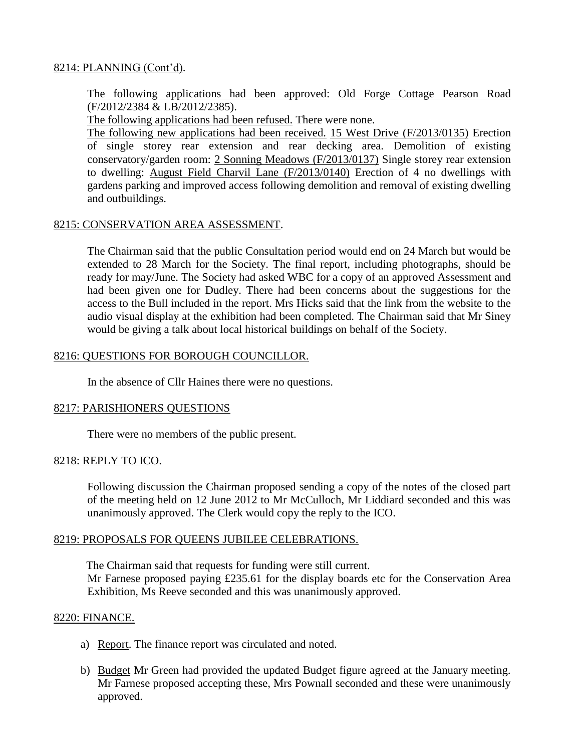8214: PLANNING (Cont'd).

The following applications had been approved: Old Forge Cottage Pearson Road (F/2012/2384 & LB/2012/2385).

The following applications had been refused. There were none.

The following new applications had been received. 15 West Drive (F/2013/0135) Erection of single storey rear extension and rear decking area. Demolition of existing conservatory/garden room: 2 Sonning Meadows (F/2013/0137) Single storey rear extension to dwelling: August Field Charvil Lane (F/2013/0140) Erection of 4 no dwellings with gardens parking and improved access following demolition and removal of existing dwelling and outbuildings.

8215: CONSERVATION AREA ASSESSMENT.

The Chairman said that the public Consultation period would end on 24 March but would be extended to 28 March for the Society. The final report, including photographs, should be ready for may/June. The Society had asked WBC for a copy of an approved Assessment and had been given one for Dudley. There had been concerns about the suggestions for the access to the Bull included in the report. Mrs Hicks said that the link from the website to the audio visual display at the exhibition had been completed. The Chairman said that Mr Siney would be giving a talk about local historical buildings on behalf of the Society.

8216: QUESTIONS FOR BOROUGH COUNCILLOR.

In the absence of Cllr Haines there were no questions.

8217: PARISHIONERS QUESTIONS

There were no members of the public present.

8218: REPLY TO ICO.

Following discussion the Chairman proposed sending a copy of the notes of the closed part of the meeting held on 12 June 2012 to Mr McCulloch, Mr Liddiard seconded and this was unanimously approved. The Clerk would copy the reply to the ICO.

8219: PROPOSALS FOR QUEENS JUBILEE CELEBRATIONS.

The Chairman said that requests for funding were still current.
Mr Farnese proposed paying £235.61 for the display boards etc for the Conservation Area Exhibition, Ms Reeve seconded and this was unanimously approved.

8220: FINANCE.

a) Report. The finance report was circulated and noted.

b) Budget Mr Green had provided the updated Budget figure agreed at the January meeting. Mr Farnese proposed accepting these, Mrs Pownall seconded and these were unanimously approved.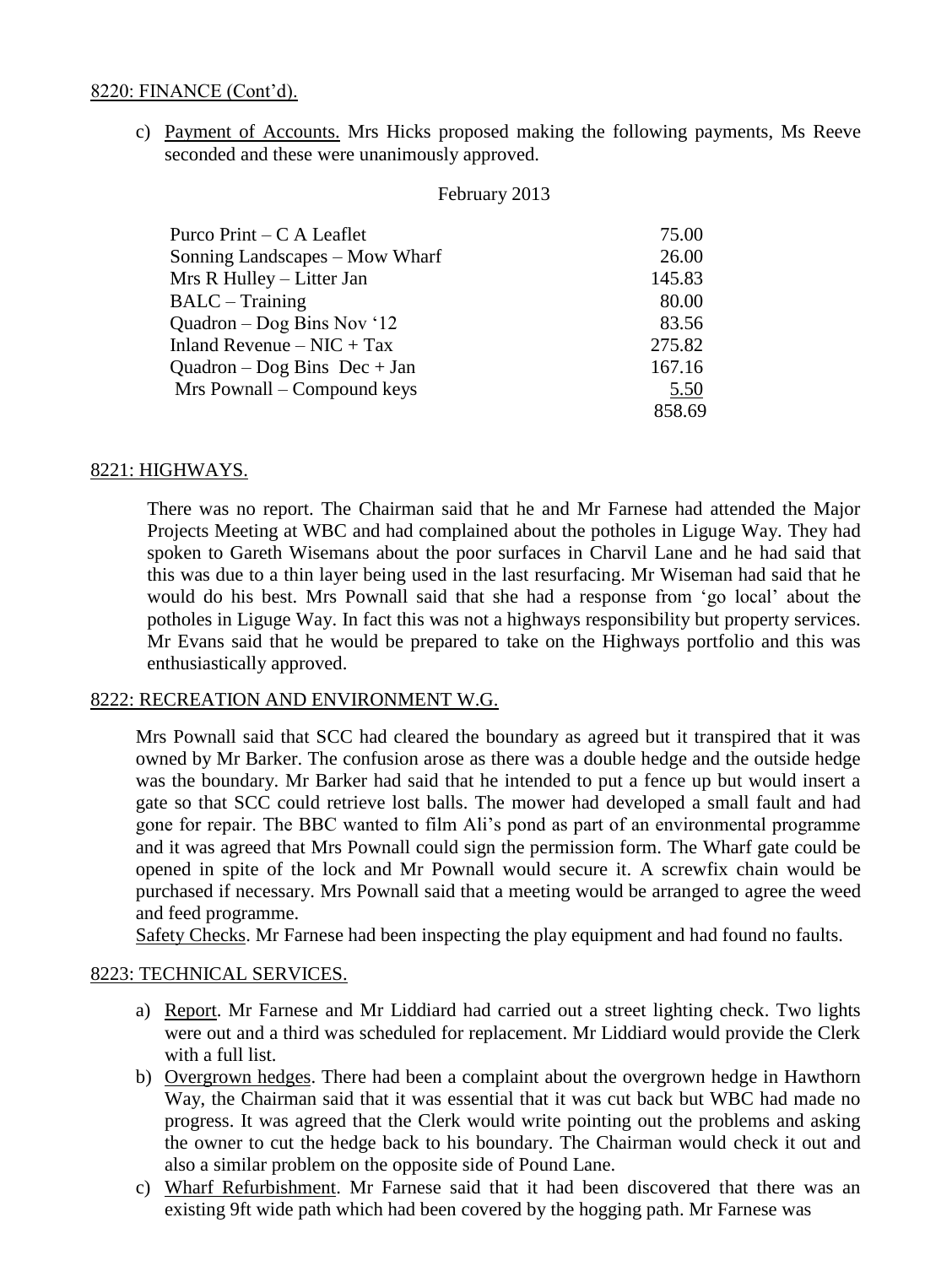8220: FINANCE (Cont'd).

c) Payment of Accounts. Mrs Hicks proposed making the following payments, Ms Reeve seconded and these were unanimously approved.

February 2013

| | |
|---|---|
| Purco Print – C A Leaflet | 75.00 |
| Sonning Landscapes – Mow Wharf | 26.00 |
| Mrs R Hulley – Litter Jan | 145.83 |
| BALC – Training | 80.00 |
| Quadron – Dog Bins Nov '12 | 83.56 |
| Inland Revenue – NIC + Tax | 275.82 |
| Quadron – Dog Bins Dec + Jan | 167.16 |
| Mrs Pownall – Compound keys | 5.50 |
| | 858.69 |

8221: HIGHWAYS.

There was no report. The Chairman said that he and Mr Farnese had attended the Major Projects Meeting at WBC and had complained about the potholes in Liguge Way. They had spoken to Gareth Wisemans about the poor surfaces in Charvil Lane and he had said that this was due to a thin layer being used in the last resurfacing. Mr Wiseman had said that he would do his best. Mrs Pownall said that she had a response from 'go local' about the potholes in Liguge Way. In fact this was not a highways responsibility but property services. Mr Evans said that he would be prepared to take on the Highways portfolio and this was enthusiastically approved.

8222: RECREATION AND ENVIRONMENT W.G.

Mrs Pownall said that SCC had cleared the boundary as agreed but it transpired that it was owned by Mr Barker. The confusion arose as there was a double hedge and the outside hedge was the boundary. Mr Barker had said that he intended to put a fence up but would insert a gate so that SCC could retrieve lost balls. The mower had developed a small fault and had gone for repair. The BBC wanted to film Ali's pond as part of an environmental programme and it was agreed that Mrs Pownall could sign the permission form. The Wharf gate could be opened in spite of the lock and Mr Pownall would secure it. A screwfix chain would be purchased if necessary. Mrs Pownall said that a meeting would be arranged to agree the weed and feed programme.

Safety Checks. Mr Farnese had been inspecting the play equipment and had found no faults.

8223: TECHNICAL SERVICES.

a) Report. Mr Farnese and Mr Liddiard had carried out a street lighting check. Two lights were out and a third was scheduled for replacement. Mr Liddiard would provide the Clerk with a full list.
b) Overgrown hedges. There had been a complaint about the overgrown hedge in Hawthorn Way, the Chairman said that it was essential that it was cut back but WBC had made no progress. It was agreed that the Clerk would write pointing out the problems and asking the owner to cut the hedge back to his boundary. The Chairman would check it out and also a similar problem on the opposite side of Pound Lane.
c) Wharf Refurbishment. Mr Farnese said that it had been discovered that there was an existing 9ft wide path which had been covered by the hogging path. Mr Farnese was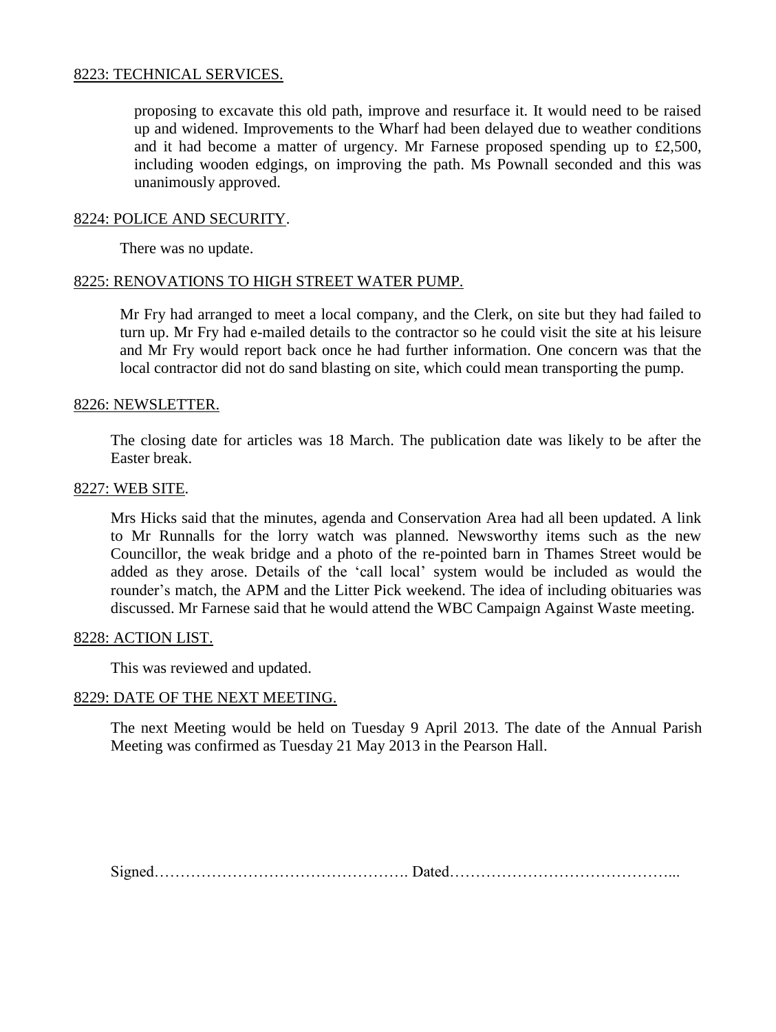8223: TECHNICAL SERVICES.

proposing to excavate this old path, improve and resurface it. It would need to be raised up and widened. Improvements to the Wharf had been delayed due to weather conditions and it had become a matter of urgency. Mr Farnese proposed spending up to £2,500, including wooden edgings, on improving the path. Ms Pownall seconded and this was unanimously approved.

8224: POLICE AND SECURITY.

There was no update.

8225: RENOVATIONS TO HIGH STREET WATER PUMP.

Mr Fry had arranged to meet a local company, and the Clerk, on site but they had failed to turn up. Mr Fry had e-mailed details to the contractor so he could visit the site at his leisure and Mr Fry would report back once he had further information. One concern was that the local contractor did not do sand blasting on site, which could mean transporting the pump.

8226: NEWSLETTER.

The closing date for articles was 18 March. The publication date was likely to be after the Easter break.

8227: WEB SITE.

Mrs Hicks said that the minutes, agenda and Conservation Area had all been updated. A link to Mr Runnalls for the lorry watch was planned. Newsworthy items such as the new Councillor, the weak bridge and a photo of the re-pointed barn in Thames Street would be added as they arose. Details of the 'call local' system would be included as would the rounder's match, the APM and the Litter Pick weekend. The idea of including obituaries was discussed. Mr Farnese said that he would attend the WBC Campaign Against Waste meeting.

8228: ACTION LIST.

This was reviewed and updated.

8229: DATE OF THE NEXT MEETING.

The next Meeting would be held on Tuesday 9 April 2013. The date of the Annual Parish Meeting was confirmed as Tuesday 21 May 2013 in the Pearson Hall.

Signed…………………………………………. Dated……………………………………...